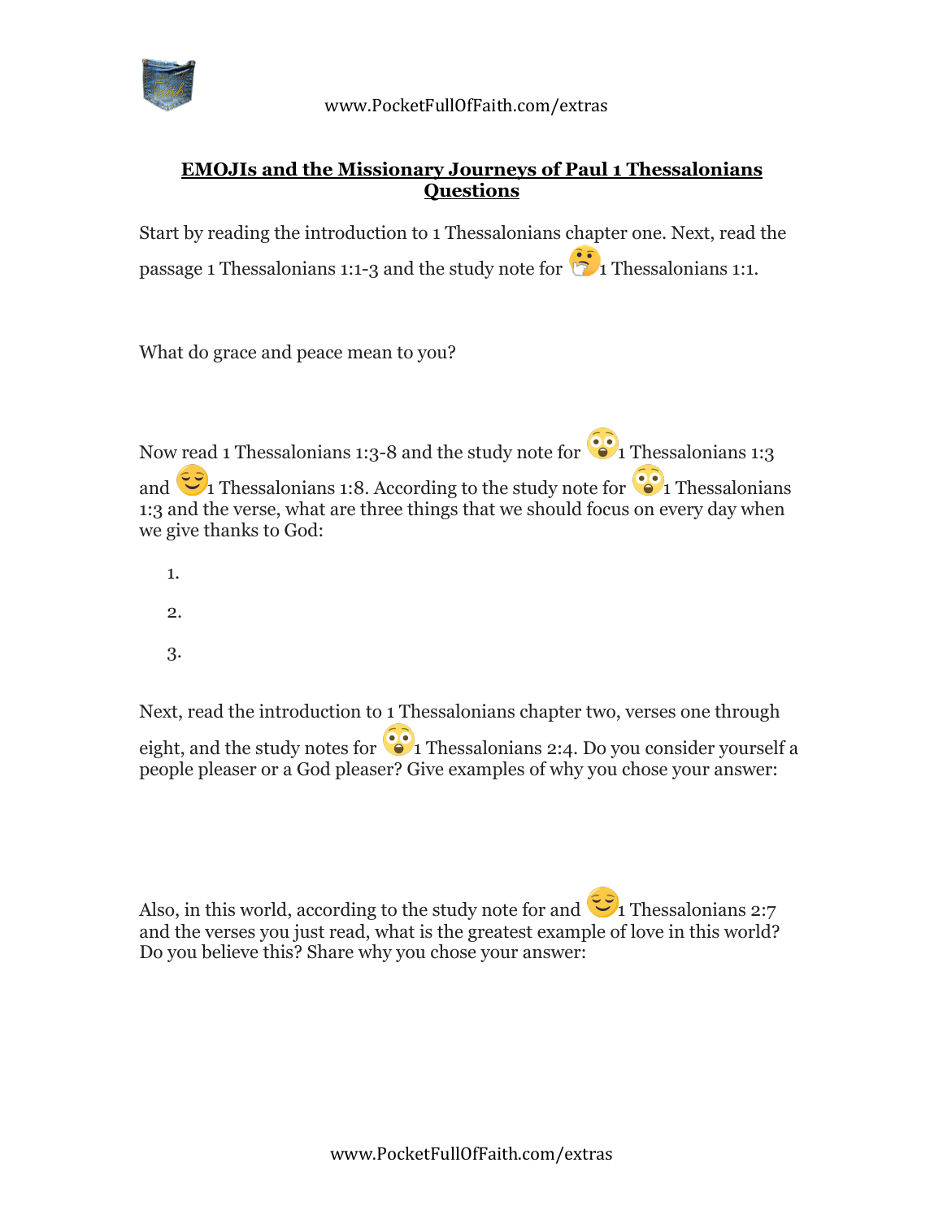## EMOJIs and the Missionary Journeys of Paul 1 Thessalonians Questions

Start by reading the introduction to 1 Thessalonians chapter one. Next, read the passage 1 Thessalonians 1:1-3 and the study note for 🤔1 Thessalonians 1:1.

What do grace and peace mean to you?

Now read 1 Thessalonians 1:3-8 and the study note for 😳1 Thessalonians 1:3 and 😌1 Thessalonians 1:8. According to the study note for 😳1 Thessalonians 1:3 and the verse, what are three things that we should focus on every day when we give thanks to God:

1.
2.
3.

Next, read the introduction to 1 Thessalonians chapter two, verses one through eight, and the study notes for 😳1 Thessalonians 2:4. Do you consider yourself a people pleaser or a God pleaser? Give examples of why you chose your answer:

Also, in this world, according to the study note for and 😌1 Thessalonians 2:7 and the verses you just read, what is the greatest example of love in this world? Do you believe this? Share why you chose your answer: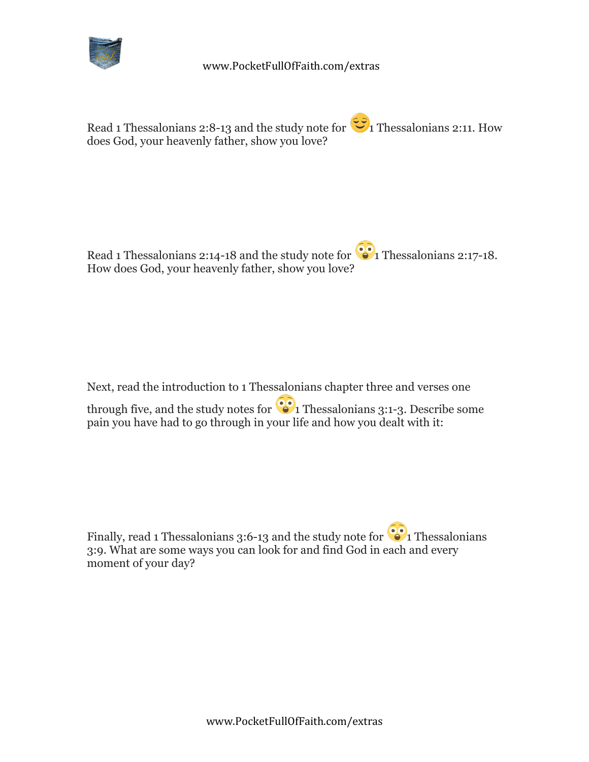Read 1 Thessalonians 2:8-13 and the study note for 😌1 Thessalonians 2:11. How does God, your heavenly father, show you love?

Read 1 Thessalonians 2:14-18 and the study note for 😳1 Thessalonians 2:17-18. How does God, your heavenly father, show you love?

Next, read the introduction to 1 Thessalonians chapter three and verses one through five, and the study notes for 😳1 Thessalonians 3:1-3. Describe some pain you have had to go through in your life and how you dealt with it:

Finally, read 1 Thessalonians 3:6-13 and the study note for 😳1 Thessalonians 3:9. What are some ways you can look for and find God in each and every moment of your day?